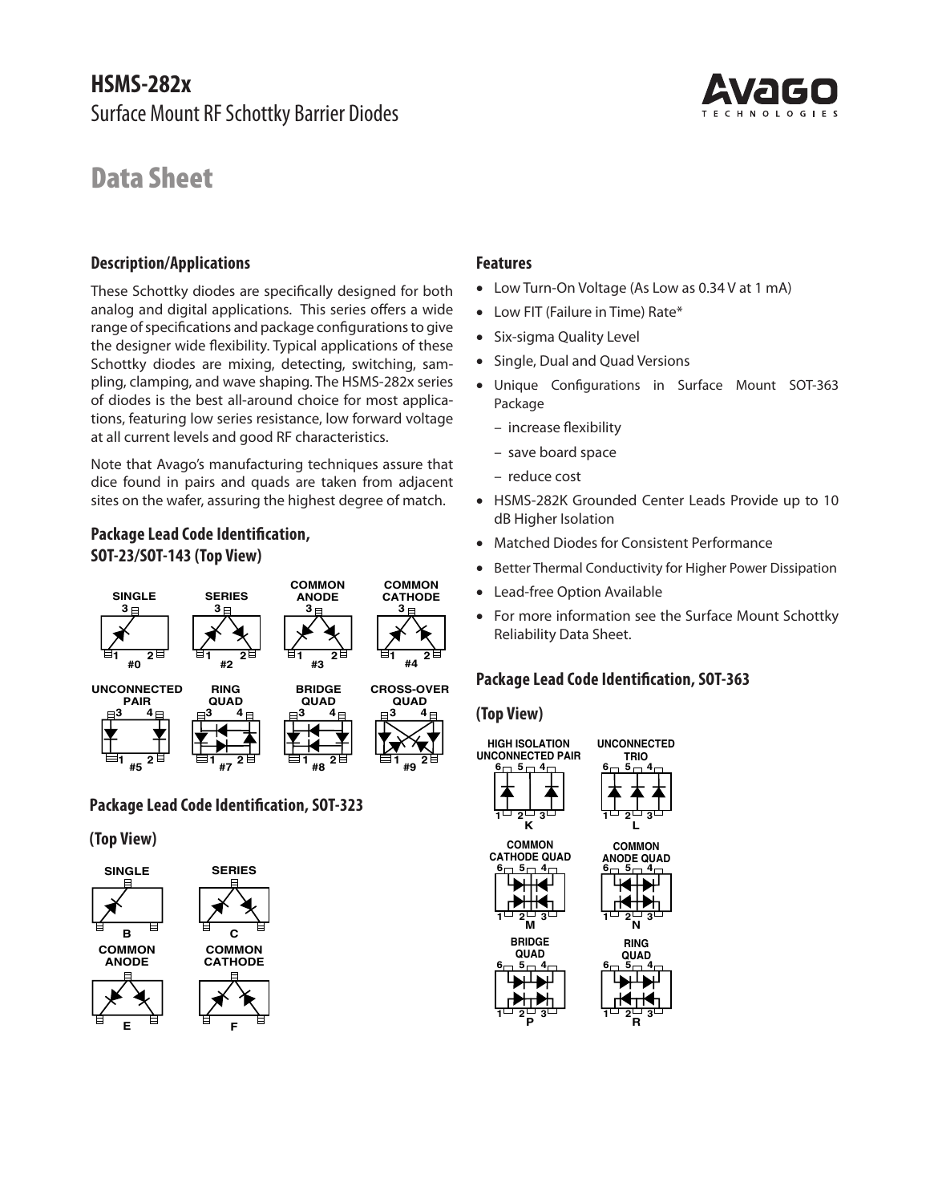# HSMS-282x

Surface Mount RF Schottky Barrier Diodes

# Data Sheet

## Description/Applications

These Schottky diodes are specifically designed for both analog and digital applications. This series offers a wide range of specifications and package configurations to give the designer wide flexibility. Typical applications of these Schottky diodes are mixing, detecting, switching, sampling, clamping, and wave shaping. The HSMS-282x series of diodes is the best all-around choice for most applications, featuring low series resistance, low forward voltage at all current levels and good RF characteristics.

Note that Avago's manufacturing techniques assure that dice found in pairs and quads are taken from adjacent sites on the wafer, assuring the highest degree of match.

### Package Lead Code Identification, SOT-23/SOT-143 (Top View)

SINGLE #0, SERIES #2, COMMON ANODE #3, COMMON CATHODE #4, UNCONNECTED PAIR #5, RING QUAD #7, BRIDGE QUAD #8, CROSS-OVER QUAD #9

### Package Lead Code Identification, SOT-323

### (Top View)

SINGLE B, SERIES C, COMMON ANODE E, COMMON CATHODE F

## Features

- Low Turn-On Voltage (As Low as 0.34 V at 1 mA)
- Low FIT (Failure in Time) Rate*
- Six-sigma Quality Level
- Single, Dual and Quad Versions
- Unique Configurations in Surface Mount SOT-363 Package
  - increase flexibility
  - save board space
  - reduce cost
- HSMS-282K Grounded Center Leads Provide up to 10 dB Higher Isolation
- Matched Diodes for Consistent Performance
- Better Thermal Conductivity for Higher Power Dissipation
- Lead-free Option Available
- For more information see the Surface Mount Schottky Reliability Data Sheet.

### Package Lead Code Identification, SOT-363

### (Top View)

HIGH ISOLATION UNCONNECTED PAIR K, UNCONNECTED TRIO L, COMMON CATHODE QUAD M, COMMON ANODE QUAD N, BRIDGE QUAD P, RING QUAD R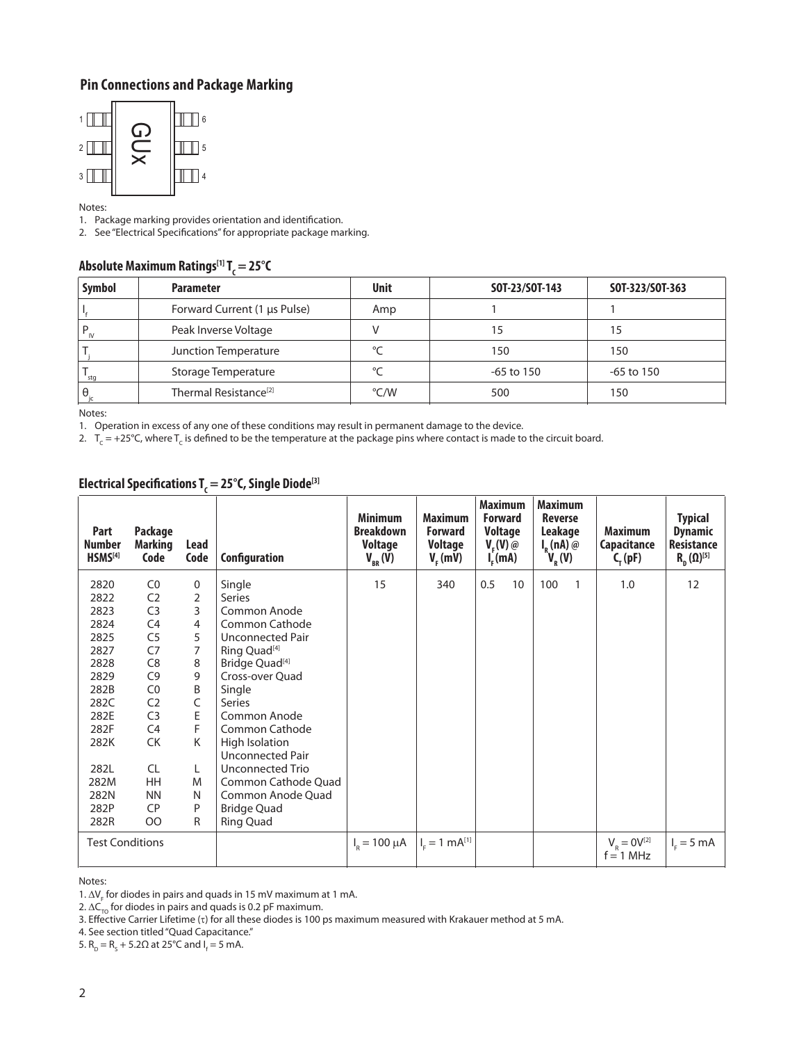## Pin Connections and Package Marking

1 — GUx — 6
2 — — 5
3 — — 4

Notes:
1. Package marking provides orientation and identification.
2. See "Electrical Specifications" for appropriate package marking.

## Absolute Maximum Ratings[1] $T_C = 25°C$

| Symbol | Parameter | Unit | SOT-23/SOT-143 | SOT-323/SOT-363 |
|---|---|---|---|---|
| $I_f$ | Forward Current (1 µs Pulse) | Amp | 1 | 1 |
| $P_{IV}$ | Peak Inverse Voltage | V | 15 | 15 |
| $T_j$ | Junction Temperature | °C | 150 | 150 |
| $T_{stg}$ | Storage Temperature | °C | -65 to 150 | -65 to 150 |
| $\theta_{jc}$ | Thermal Resistance[2] | °C/W | 500 | 150 |

Notes:
1. Operation in excess of any one of these conditions may result in permanent damage to the device.
2. $T_C$ = +25°C, where $T_C$ is defined to be the temperature at the package pins where contact is made to the circuit board.

## Electrical Specifications $T_C = 25°C$, Single Diode[3]

| Part Number HSMS[4] | Package Marking Code | Lead Code | Configuration | Minimum Breakdown Voltage $V_{BR}$ (V) | Maximum Forward Voltage $V_F$ (mV) | Maximum Forward Voltage $V_F$ (V) @ $I_F$ (mA) | Maximum Reverse Leakage $I_R$ (nA) @ $V_R$ (V) | Maximum Capacitance $C_T$ (pF) | Typical Dynamic Resistance $R_D$ (Ω)[5] |
|---|---|---|---|---|---|---|---|---|---|
| 2820 | C0 | 0 | Single | 15 | 340 | 0.5 10 | 100 1 | 1.0 | 12 |
| 2822 | C2 | 2 | Series | | | | | | |
| 2823 | C3 | 3 | Common Anode | | | | | | |
| 2824 | C4 | 4 | Common Cathode | | | | | | |
| 2825 | C5 | 5 | Unconnected Pair | | | | | | |
| 2827 | C7 | 7 | Ring Quad[4] | | | | | | |
| 2828 | C8 | 8 | Bridge Quad[4] | | | | | | |
| 2829 | C9 | 9 | Cross-over Quad | | | | | | |
| 282B | C0 | B | Single | | | | | | |
| 282C | C2 | C | Series | | | | | | |
| 282E | C3 | E | Common Anode | | | | | | |
| 282F | C4 | F | Common Cathode | | | | | | |
| 282K | CK | K | High Isolation Unconnected Pair | | | | | | |
| 282L | CL | L | Unconnected Trio | | | | | | |
| 282M | HH | M | Common Cathode Quad | | | | | | |
| 282N | NN | N | Common Anode Quad | | | | | | |
| 282P | CP | P | Bridge Quad | | | | | | |
| 282R | OO | R | Ring Quad | | | | | | |
| Test Conditions | | | | $I_R$ = 100 µA | $I_F$ = 1 mA[1] | | | $V_R$ = 0V[2] f = 1 MHz | $I_F$ = 5 mA |

Notes:
1. $\Delta V_F$ for diodes in pairs and quads in 15 mV maximum at 1 mA.
2. $\Delta C_{TO}$ for diodes in pairs and quads is 0.2 pF maximum.
3. Effective Carrier Lifetime (τ) for all these diodes is 100 ps maximum measured with Krakauer method at 5 mA.
4. See section titled "Quad Capacitance."
5. $R_D = R_S + 5.2\Omega$ at 25°C and $I_f$ = 5 mA.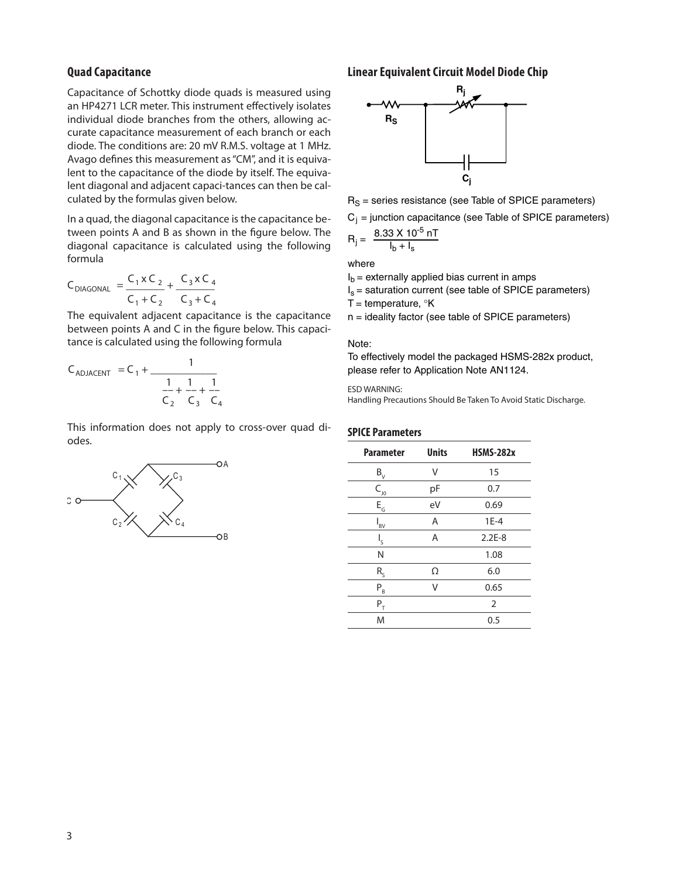## Quad Capacitance

Capacitance of Schottky diode quads is measured using an HP4271 LCR meter. This instrument effectively isolates individual diode branches from the others, allowing accurate capacitance measurement of each branch or each diode. The conditions are: 20 mV R.M.S. voltage at 1 MHz. Avago defines this measurement as "CM", and it is equivalent to the capacitance of the diode by itself. The equivalent diagonal and adjacent capaci-tances can then be calculated by the formulas given below.

In a quad, the diagonal capacitance is the capacitance between points A and B as shown in the figure below. The diagonal capacitance is calculated using the following formula

$$C_{DIAGONAL} = \frac{C_1 \times C_2}{C_1 + C_2} + \frac{C_3 \times C_4}{C_3 + C_4}$$

The equivalent adjacent capacitance is the capacitance between points A and C in the figure below. This capacitance is calculated using the following formula

$$C_{ADJACENT} = C_1 + \frac{1}{\frac{1}{C_2} + \frac{1}{C_3} + \frac{1}{C_4}}$$

This information does not apply to cross-over quad diodes.

## Linear Equivalent Circuit Model Diode Chip

$R_S$ = series resistance (see Table of SPICE parameters)

$C_j$ = junction capacitance (see Table of SPICE parameters)

$$R_j = \frac{8.33 \times 10^{-5}\, nT}{I_b + I_s}$$

where

$I_b$ = externally applied bias current in amps

$I_s$ = saturation current (see table of SPICE parameters)

T = temperature, °K

n = ideality factor (see table of SPICE parameters)

Note:

To effectively model the packaged HSMS-282x product, please refer to Application Note AN1124.

ESD WARNING:
Handling Precautions Should Be Taken To Avoid Static Discharge.

### SPICE Parameters

| Parameter | Units | HSMS-282x |
|---|---|---|
| $B_V$ | V | 15 |
| $C_{J0}$ | pF | 0.7 |
| $E_G$ | eV | 0.69 |
| $I_{BV}$ | A | 1E-4 |
| $I_S$ | A | 2.2E-8 |
| N | | 1.08 |
| $R_S$ | Ω | 6.0 |
| $P_B$ | V | 0.65 |
| $P_T$ | | 2 |
| M | | 0.5 |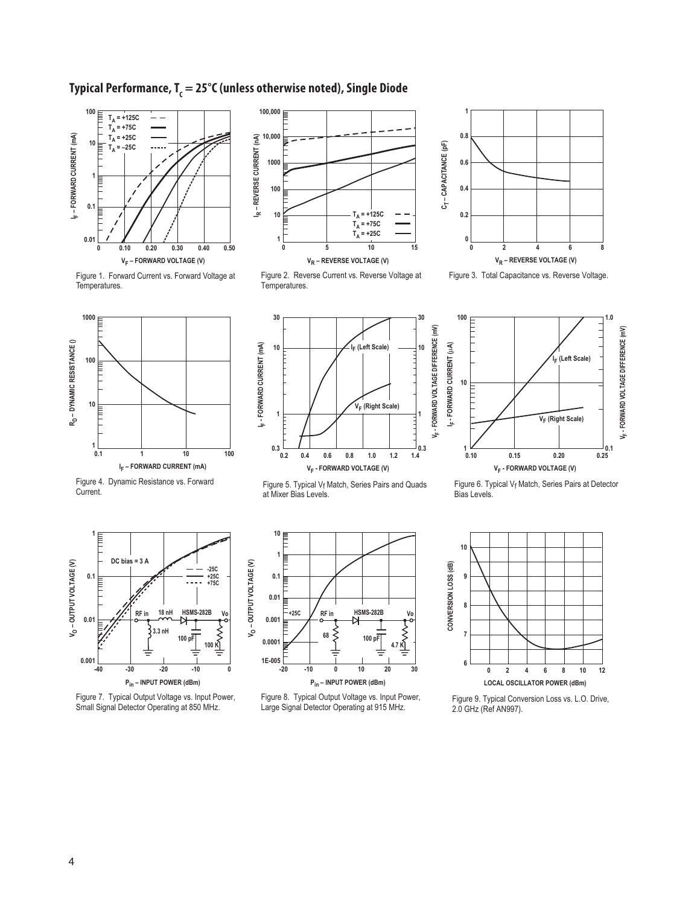## Typical Performance, $T_c = 25°C$ (unless otherwise noted), Single Diode

Figure 1. Forward Current vs. Forward Voltage at Temperatures.

Figure 2. Reverse Current vs. Reverse Voltage at Temperatures.

Figure 3. Total Capacitance vs. Reverse Voltage.

Figure 4. Dynamic Resistance vs. Forward Current.

Figure 5. Typical $V_f$ Match, Series Pairs and Quads at Mixer Bias Levels.

Figure 6. Typical $V_f$ Match, Series Pairs at Detector Bias Levels.

Figure 7. Typical Output Voltage vs. Input Power, Small Signal Detector Operating at 850 MHz.

Figure 8. Typical Output Voltage vs. Input Power, Large Signal Detector Operating at 915 MHz.

Figure 9. Typical Conversion Loss vs. L.O. Drive, 2.0 GHz (Ref AN997).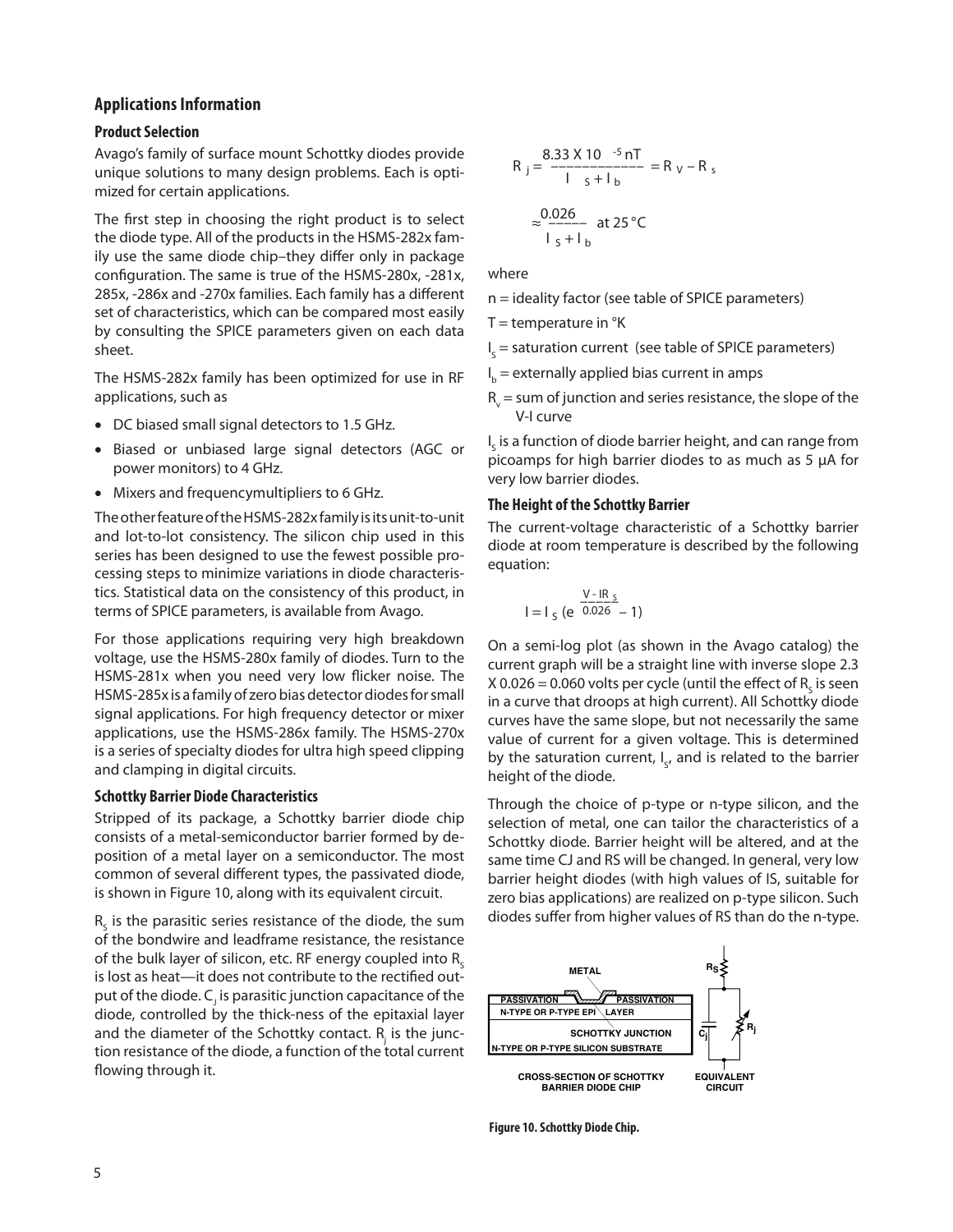## Applications Information

### Product Selection

Avago's family of surface mount Schottky diodes provide unique solutions to many design problems. Each is optimized for certain applications.

The first step in choosing the right product is to select the diode type. All of the products in the HSMS-282x family use the same diode chip–they differ only in package configuration. The same is true of the HSMS-280x, -281x, 285x, -286x and -270x families. Each family has a different set of characteristics, which can be compared most easily by consulting the SPICE parameters given on each data sheet.

The HSMS-282x family has been optimized for use in RF applications, such as

- DC biased small signal detectors to 1.5 GHz.
- Biased or unbiased large signal detectors (AGC or power monitors) to 4 GHz.
- Mixers and frequencymultipliers to 6 GHz.

The other feature of the HSMS-282x family is its unit-to-unit and lot-to-lot consistency. The silicon chip used in this series has been designed to use the fewest possible processing steps to minimize variations in diode characteristics. Statistical data on the consistency of this product, in terms of SPICE parameters, is available from Avago.

For those applications requiring very high breakdown voltage, use the HSMS-280x family of diodes. Turn to the HSMS-281x when you need very low flicker noise. The HSMS-285x is a family of zero bias detector diodes for small signal applications. For high frequency detector or mixer applications, use the HSMS-286x family. The HSMS-270x is a series of specialty diodes for ultra high speed clipping and clamping in digital circuits.

### Schottky Barrier Diode Characteristics

Stripped of its package, a Schottky barrier diode chip consists of a metal-semiconductor barrier formed by deposition of a metal layer on a semiconductor. The most common of several different types, the passivated diode, is shown in Figure 10, along with its equivalent circuit.

$R_S$ is the parasitic series resistance of the diode, the sum of the bondwire and leadframe resistance, the resistance of the bulk layer of silicon, etc. RF energy coupled into $R_S$ is lost as heat—it does not contribute to the rectified output of the diode. $C_j$ is parasitic junction capacitance of the diode, controlled by the thick-ness of the epitaxial layer and the diameter of the Schottky contact. $R_j$ is the junction resistance of the diode, a function of the total current flowing through it.

$$R_j = \frac{8.33 \times 10^{-5}\, nT}{I_S + I_b} = R_V - R_s$$

$$\approx \frac{0.026}{I_S + I_b} \text{ at } 25\,°C$$

where

n = ideality factor (see table of SPICE parameters)

T = temperature in °K

$I_S$ = saturation current (see table of SPICE parameters)

$I_b$ = externally applied bias current in amps

$R_v$ = sum of junction and series resistance, the slope of the V-I curve

$I_S$ is a function of diode barrier height, and can range from picoamps for high barrier diodes to as much as 5 µA for very low barrier diodes.

### The Height of the Schottky Barrier

The current-voltage characteristic of a Schottky barrier diode at room temperature is described by the following equation:

$$I = I_S \left(e^{\frac{V - IR_S}{0.026}} - 1\right)$$

On a semi-log plot (as shown in the Avago catalog) the current graph will be a straight line with inverse slope 2.3 X 0.026 = 0.060 volts per cycle (until the effect of $R_S$ is seen in a curve that droops at high current). All Schottky diode curves have the same slope, but not necessarily the same value of current for a given voltage. This is determined by the saturation current, $I_S$, and is related to the barrier height of the diode.

Through the choice of p-type or n-type silicon, and the selection of metal, one can tailor the characteristics of a Schottky diode. Barrier height will be altered, and at the same time CJ and RS will be changed. In general, very low barrier height diodes (with high values of IS, suitable for zero bias applications) are realized on p-type silicon. Such diodes suffer from higher values of RS than do the n-type.

METAL | PASSIVATION | PASSIVATION | N-TYPE OR P-TYPE EPI LAYER | SCHOTTKY JUNCTION | N-TYPE OR P-TYPE SILICON SUBSTRATE | CROSS-SECTION OF SCHOTTKY BARRIER DIODE CHIP | $R_S$ | $C_j$ | $R_j$ | EQUIVALENT CIRCUIT

Figure 10. Schottky Diode Chip.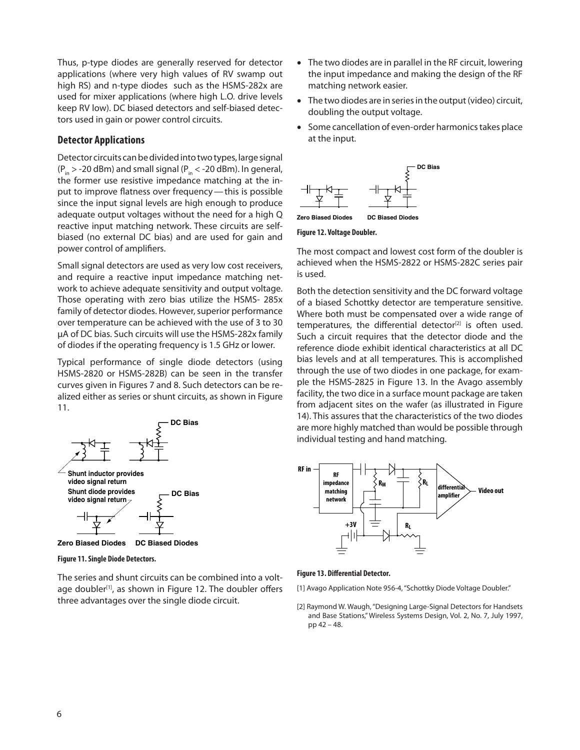Thus, p-type diodes are generally reserved for detector applications (where very high values of RV swamp out high RS) and n-type diodes such as the HSMS-282x are used for mixer applications (where high L.O. drive levels keep RV low). DC biased detectors and self-biased detectors used in gain or power control circuits.

## Detector Applications

Detector circuits can be divided into two types, large signal ($P_{in}$ > -20 dBm) and small signal ($P_{in}$ < -20 dBm). In general, the former use resistive impedance matching at the input to improve flatness over frequency — this is possible since the input signal levels are high enough to produce adequate output voltages without the need for a high Q reactive input matching network. These circuits are self-biased (no external DC bias) and are used for gain and power control of amplifiers.

Small signal detectors are used as very low cost receivers, and require a reactive input impedance matching network to achieve adequate sensitivity and output voltage. Those operating with zero bias utilize the HSMS- 285x family of detector diodes. However, superior performance over temperature can be achieved with the use of 3 to 30 µA of DC bias. Such circuits will use the HSMS-282x family of diodes if the operating frequency is 1.5 GHz or lower.

Typical performance of single diode detectors (using HSMS-2820 or HSMS-282B) can be seen in the transfer curves given in Figures 7 and 8. Such detectors can be realized either as series or shunt circuits, as shown in Figure 11.

DC Bias

Shunt inductor provides video signal return

Shunt diode provides video signal return

DC Bias

Zero Biased Diodes    DC Biased Diodes

**Figure 11. Single Diode Detectors.**

The series and shunt circuits can be combined into a voltage doubler[1], as shown in Figure 12. The doubler offers three advantages over the single diode circuit.

- The two diodes are in parallel in the RF circuit, lowering the input impedance and making the design of the RF matching network easier.
- The two diodes are in series in the output (video) circuit, doubling the output voltage.
- Some cancellation of even-order harmonics takes place at the input.

DC Bias

Zero Biased Diodes    DC Biased Diodes

**Figure 12. Voltage Doubler.**

The most compact and lowest cost form of the doubler is achieved when the HSMS-2822 or HSMS-282C series pair is used.

Both the detection sensitivity and the DC forward voltage of a biased Schottky detector are temperature sensitive. Where both must be compensated over a wide range of temperatures, the differential detector[2] is often used. Such a circuit requires that the detector diode and the reference diode exhibit identical characteristics at all DC bias levels and at all temperatures. This is accomplished through the use of two diodes in one package, for example the HSMS-2825 in Figure 13. In the Avago assembly facility, the two dice in a surface mount package are taken from adjacent sites on the wafer (as illustrated in Figure 14). This assures that the characteristics of the two diodes are more highly matched than would be possible through individual testing and hand matching.

RF in    RF impedance matching network    $R_M$    $R_L$    differential amplifier    Video out    +3V    $R_L$

**Figure 13. Differential Detector.**

[1] Avago Application Note 956-4, "Schottky Diode Voltage Doubler."

[2] Raymond W. Waugh, "Designing Large-Signal Detectors for Handsets and Base Stations," Wireless Systems Design, Vol. 2, No. 7, July 1997, pp 42 – 48.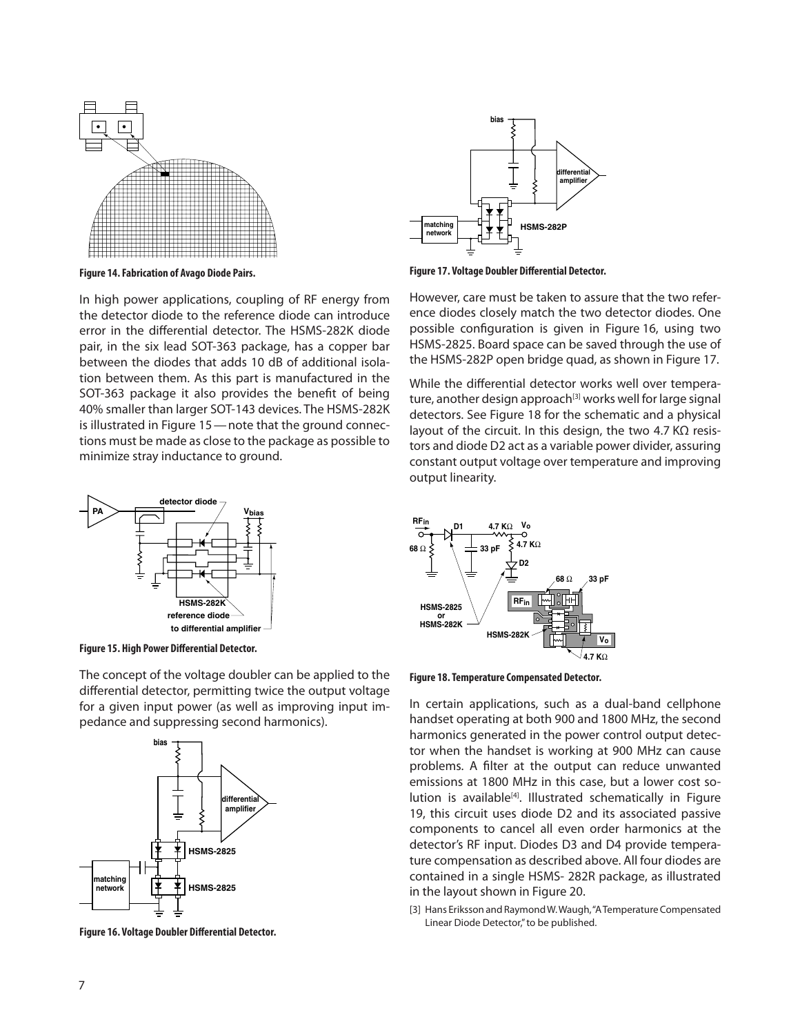Figure 14. Fabrication of Avago Diode Pairs.

In high power applications, coupling of RF energy from the detector diode to the reference diode can introduce error in the differential detector. The HSMS-282K diode pair, in the six lead SOT-363 package, has a copper bar between the diodes that adds 10 dB of additional isolation between them. As this part is manufactured in the SOT-363 package it also provides the benefit of being 40% smaller than larger SOT-143 devices. The HSMS-282K is illustrated in Figure 15 — note that the ground connections must be made as close to the package as possible to minimize stray inductance to ground.

Figure 15. High Power Differential Detector.

The concept of the voltage doubler can be applied to the differential detector, permitting twice the output voltage for a given input power (as well as improving input impedance and suppressing second harmonics).

Figure 16. Voltage Doubler Differential Detector.

Figure 17. Voltage Doubler Differential Detector.

However, care must be taken to assure that the two reference diodes closely match the two detector diodes. One possible configuration is given in Figure 16, using two HSMS-2825. Board space can be saved through the use of the HSMS-282P open bridge quad, as shown in Figure 17.

While the differential detector works well over temperature, another design approach[3] works well for large signal detectors. See Figure 18 for the schematic and a physical layout of the circuit. In this design, the two 4.7 KΩ resistors and diode D2 act as a variable power divider, assuring constant output voltage over temperature and improving output linearity.

Figure 18. Temperature Compensated Detector.

In certain applications, such as a dual-band cellphone handset operating at both 900 and 1800 MHz, the second harmonics generated in the power control output detector when the handset is working at 900 MHz can cause problems. A filter at the output can reduce unwanted emissions at 1800 MHz in this case, but a lower cost solution is available[4]. Illustrated schematically in Figure 19, this circuit uses diode D2 and its associated passive components to cancel all even order harmonics at the detector's RF input. Diodes D3 and D4 provide temperature compensation as described above. All four diodes are contained in a single HSMS- 282R package, as illustrated in the layout shown in Figure 20.

[3] Hans Eriksson and Raymond W. Waugh, "A Temperature Compensated Linear Diode Detector," to be published.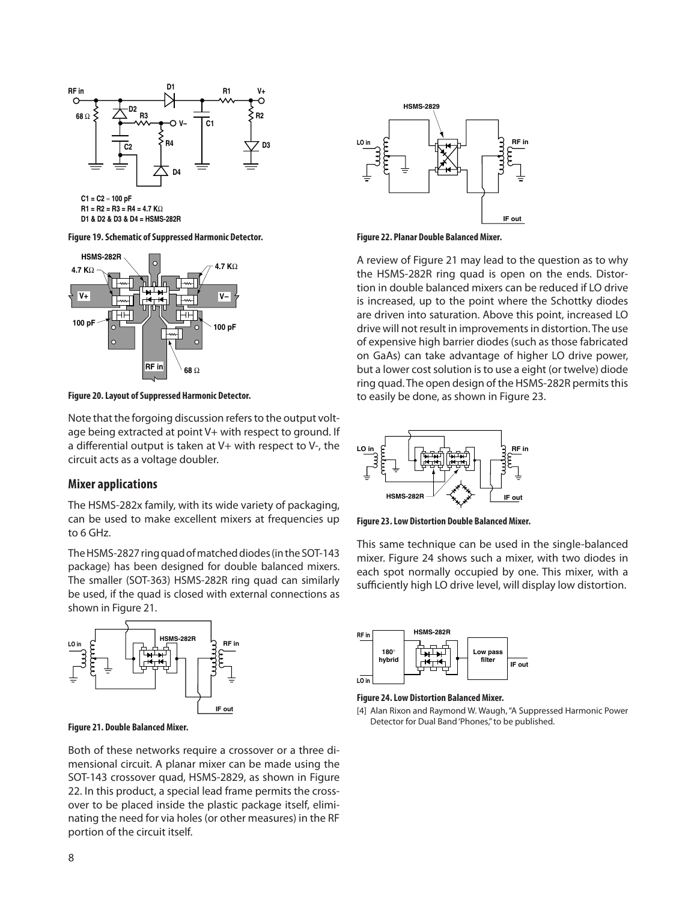C1 = C2 = 100 pF
R1 = R2 = R3 = R4 = 4.7 KΩ
D1 & D2 & D3 & D4 = HSMS-282R

Figure 19. Schematic of Suppressed Harmonic Detector.

Figure 20. Layout of Suppressed Harmonic Detector.

Note that the forgoing discussion refers to the output voltage being extracted at point V+ with respect to ground. If a differential output is taken at V+ with respect to V-, the circuit acts as a voltage doubler.

## Mixer applications

The HSMS-282x family, with its wide variety of packaging, can be used to make excellent mixers at frequencies up to 6 GHz.

The HSMS-2827 ring quad of matched diodes (in the SOT-143 package) has been designed for double balanced mixers. The smaller (SOT-363) HSMS-282R ring quad can similarly be used, if the quad is closed with external connections as shown in Figure 21.

Figure 21. Double Balanced Mixer.

Both of these networks require a crossover or a three dimensional circuit. A planar mixer can be made using the SOT-143 crossover quad, HSMS-2829, as shown in Figure 22. In this product, a special lead frame permits the crossover to be placed inside the plastic package itself, eliminating the need for via holes (or other measures) in the RF portion of the circuit itself.

Figure 22. Planar Double Balanced Mixer.

A review of Figure 21 may lead to the question as to why the HSMS-282R ring quad is open on the ends. Distortion in double balanced mixers can be reduced if LO drive is increased, up to the point where the Schottky diodes are driven into saturation. Above this point, increased LO drive will not result in improvements in distortion. The use of expensive high barrier diodes (such as those fabricated on GaAs) can take advantage of higher LO drive power, but a lower cost solution is to use a eight (or twelve) diode ring quad. The open design of the HSMS-282R permits this to easily be done, as shown in Figure 23.

Figure 23. Low Distortion Double Balanced Mixer.

This same technique can be used in the single-balanced mixer. Figure 24 shows such a mixer, with two diodes in each spot normally occupied by one. This mixer, with a sufficiently high LO drive level, will display low distortion.

Figure 24. Low Distortion Balanced Mixer.

[4] Alan Rixon and Raymond W. Waugh, "A Suppressed Harmonic Power Detector for Dual Band 'Phones," to be published.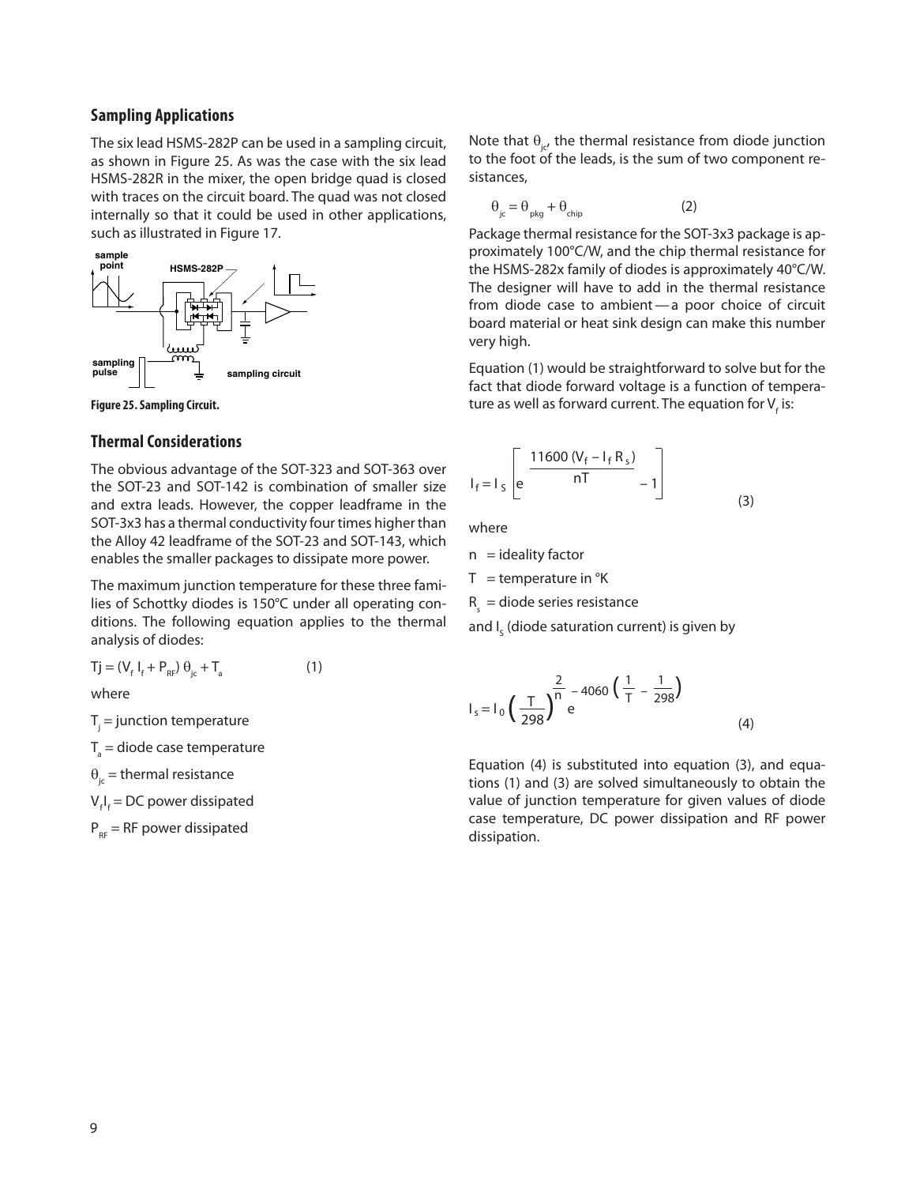## Sampling Applications

The six lead HSMS-282P can be used in a sampling circuit, as shown in Figure 25. As was the case with the six lead HSMS-282R in the mixer, the open bridge quad is closed with traces on the circuit board. The quad was not closed internally so that it could be used in other applications, such as illustrated in Figure 17.

Figure 25. Sampling Circuit.

## Thermal Considerations

The obvious advantage of the SOT-323 and SOT-363 over the SOT-23 and SOT-142 is combination of smaller size and extra leads. However, the copper leadframe in the SOT-3x3 has a thermal conductivity four times higher than the Alloy 42 leadframe of the SOT-23 and SOT-143, which enables the smaller packages to dissipate more power.

The maximum junction temperature for these three families of Schottky diodes is 150°C under all operating conditions. The following equation applies to the thermal analysis of diodes:

$$T_j = (V_f \, I_f + P_{RF}) \, \theta_{jc} + T_a \qquad (1)$$

where

$T_j$ = junction temperature

$T_a$ = diode case temperature

$\theta_{jc}$ = thermal resistance

$V_f I_f$ = DC power dissipated

$P_{RF}$ = RF power dissipated

Note that $\theta_{jc}$, the thermal resistance from diode junction to the foot of the leads, is the sum of two component resistances,

$$\theta_{jc} = \theta_{pkg} + \theta_{chip} \qquad (2)$$

Package thermal resistance for the SOT-3x3 package is approximately 100°C/W, and the chip thermal resistance for the HSMS-282x family of diodes is approximately 40°C/W. The designer will have to add in the thermal resistance from diode case to ambient — a poor choice of circuit board material or heat sink design can make this number very high.

Equation (1) would be straightforward to solve but for the fact that diode forward voltage is a function of temperature as well as forward current. The equation for $V_f$ is:

$$I_f = I_S \left[ e^{\frac{11600 \, (V_f - I_f R_s)}{nT}} - 1 \right] \qquad (3)$$

where

n = ideality factor

T = temperature in °K

$R_s$ = diode series resistance

and $I_S$ (diode saturation current) is given by

$$I_s = I_0 \left( \frac{T}{298} \right)^{\frac{2}{n}} e^{-4060 \left( \frac{1}{T} - \frac{1}{298} \right)} \qquad (4)$$

Equation (4) is substituted into equation (3), and equations (1) and (3) are solved simultaneously to obtain the value of junction temperature for given values of diode case temperature, DC power dissipation and RF power dissipation.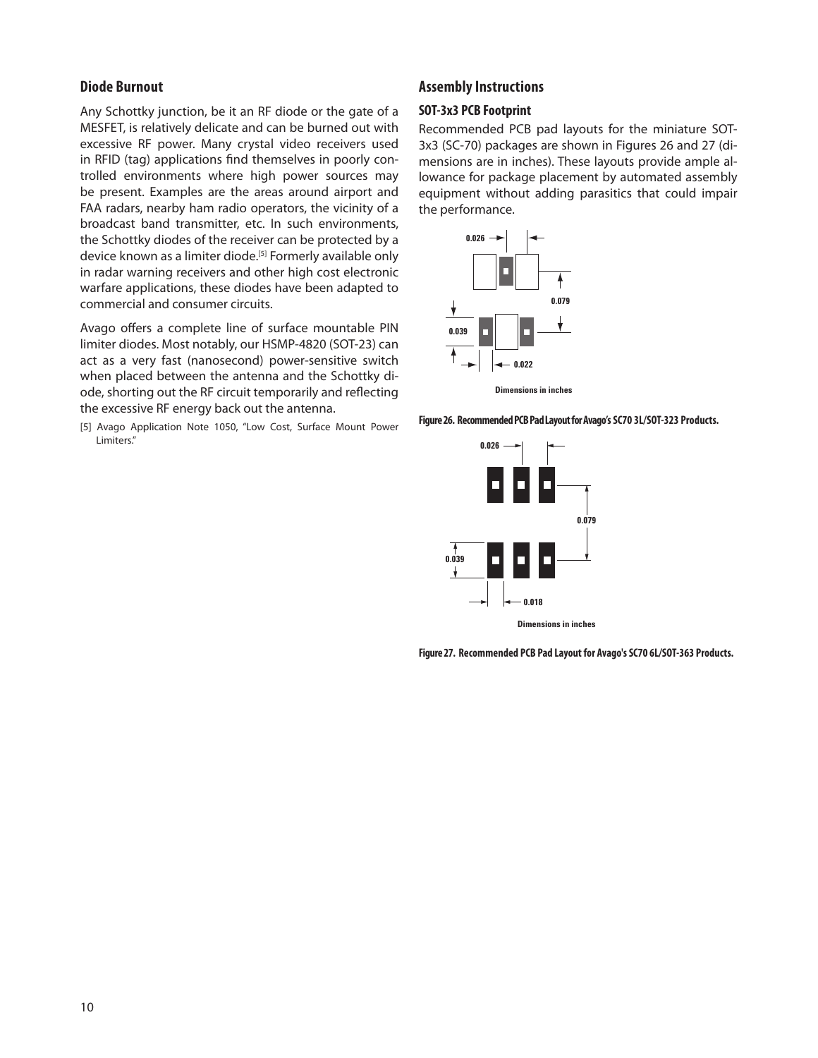## Diode Burnout

Any Schottky junction, be it an RF diode or the gate of a MESFET, is relatively delicate and can be burned out with excessive RF power. Many crystal video receivers used in RFID (tag) applications find themselves in poorly controlled environments where high power sources may be present. Examples are the areas around airport and FAA radars, nearby ham radio operators, the vicinity of a broadcast band transmitter, etc. In such environments, the Schottky diodes of the receiver can be protected by a device known as a limiter diode.[5] Formerly available only in radar warning receivers and other high cost electronic warfare applications, these diodes have been adapted to commercial and consumer circuits.

Avago offers a complete line of surface mountable PIN limiter diodes. Most notably, our HSMP-4820 (SOT-23) can act as a very fast (nanosecond) power-sensitive switch when placed between the antenna and the Schottky diode, shorting out the RF circuit temporarily and reflecting the excessive RF energy back out the antenna.

[5] Avago Application Note 1050, "Low Cost, Surface Mount Power Limiters."

## Assembly Instructions

### SOT-3x3 PCB Footprint

Recommended PCB pad layouts for the miniature SOT-3x3 (SC-70) packages are shown in Figures 26 and 27 (dimensions are in inches). These layouts provide ample allowance for package placement by automated assembly equipment without adding parasitics that could impair the performance.

0.026 0.079 0.039 0.022

Dimensions in inches

**Figure 26. Recommended PCB Pad Layout for Avago's SC70 3L/SOT-323 Products.**

0.026 0.079 0.039 0.018

Dimensions in inches

**Figure 27. Recommended PCB Pad Layout for Avago's SC70 6L/SOT-363 Products.**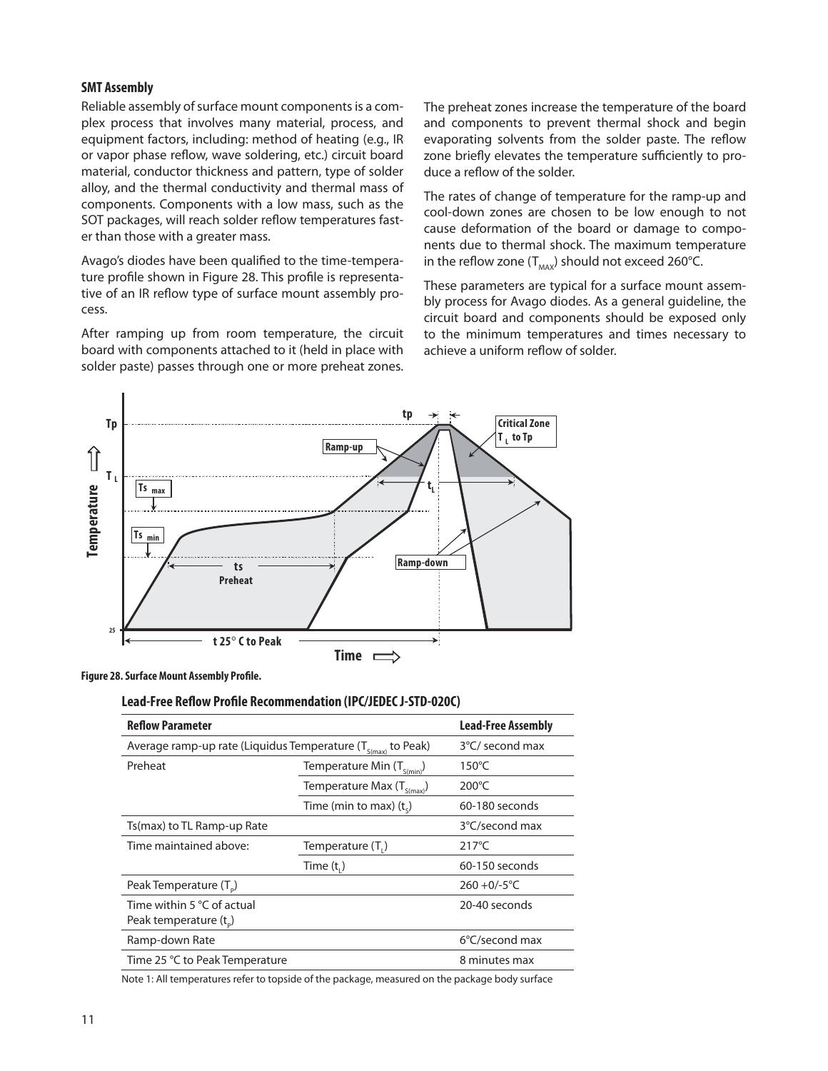### SMT Assembly

Reliable assembly of surface mount components is a complex process that involves many material, process, and equipment factors, including: method of heating (e.g., IR or vapor phase reflow, wave soldering, etc.) circuit board material, conductor thickness and pattern, type of solder alloy, and the thermal conductivity and thermal mass of components. Components with a low mass, such as the SOT packages, will reach solder reflow temperatures faster than those with a greater mass.

Avago's diodes have been qualified to the time-temperature profile shown in Figure 28. This profile is representative of an IR reflow type of surface mount assembly process.

After ramping up from room temperature, the circuit board with components attached to it (held in place with solder paste) passes through one or more preheat zones. The preheat zones increase the temperature of the board and components to prevent thermal shock and begin evaporating solvents from the solder paste. The reflow zone briefly elevates the temperature sufficiently to produce a reflow of the solder.

The rates of change of temperature for the ramp-up and cool-down zones are chosen to be low enough to not cause deformation of the board or damage to components due to thermal shock. The maximum temperature in the reflow zone ($T_{MAX}$) should not exceed 260°C.

These parameters are typical for a surface mount assembly process for Avago diodes. As a general guideline, the circuit board and components should be exposed only to the minimum temperatures and times necessary to achieve a uniform reflow of solder.

**Figure 28. Surface Mount Assembly Profile.**

### Lead-Free Reflow Profile Recommendation (IPC/JEDEC J-STD-020C)

| Reflow Parameter | | Lead-Free Assembly |
|---|---|---|
| Average ramp-up rate (Liquidus Temperature ($T_{S(max)}$ to Peak) | | 3°C/ second max |
| Preheat | Temperature Min ($T_{S(min)}$) | 150°C |
| | Temperature Max ($T_{S(max)}$) | 200°C |
| | Time (min to max) ($t_S$) | 60-180 seconds |
| Ts(max) to TL Ramp-up Rate | | 3°C/second max |
| Time maintained above: | Temperature ($T_L$) | 217°C |
| | Time ($t_L$) | 60-150 seconds |
| Peak Temperature ($T_P$) | | 260 +0/-5°C |
| Time within 5 °C of actual Peak temperature ($t_P$) | | 20-40 seconds |
| Ramp-down Rate | | 6°C/second max |
| Time 25 °C to Peak Temperature | | 8 minutes max |

Note 1: All temperatures refer to topside of the package, measured on the package body surface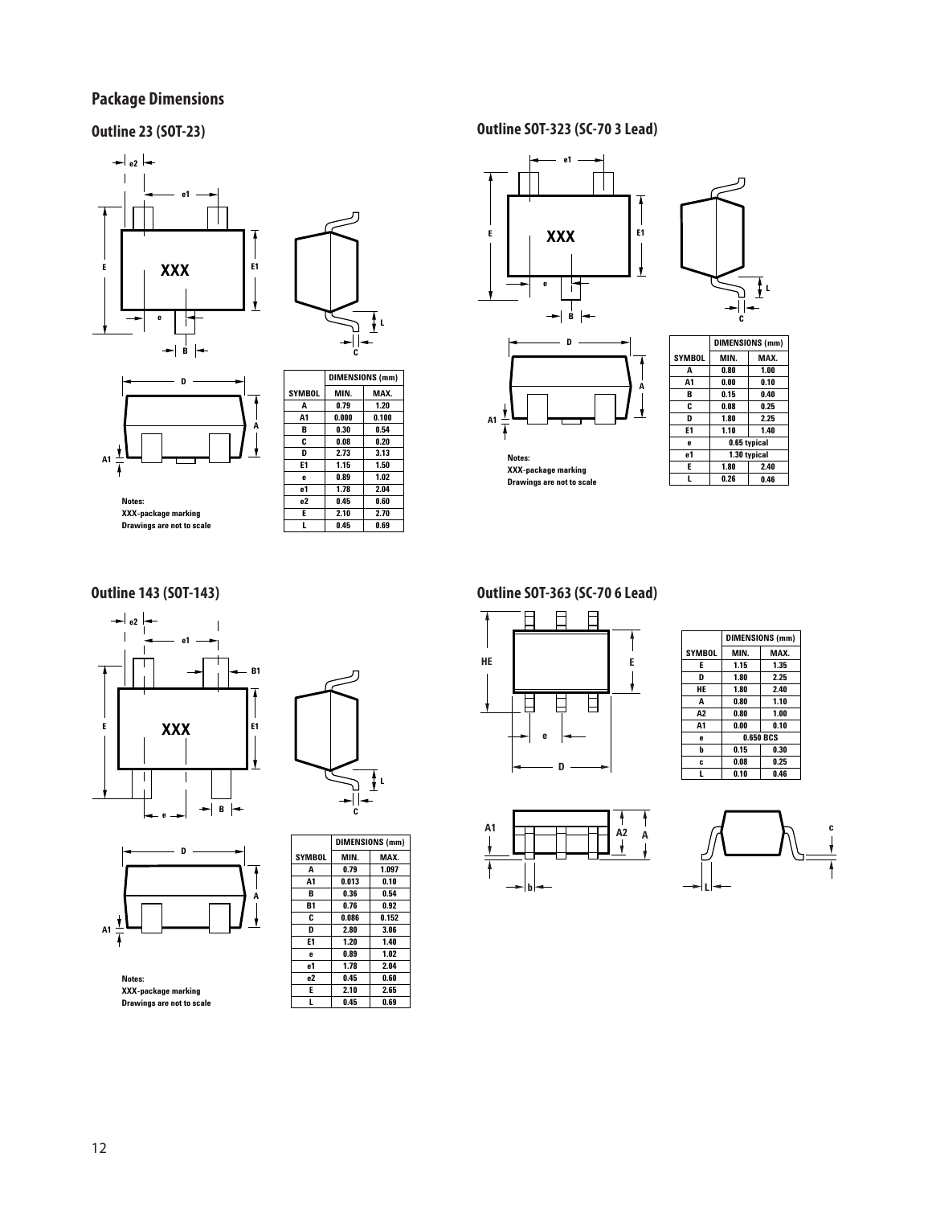## Package Dimensions

### Outline 23 (SOT-23)

Notes:
XXX-package marking
Drawings are not to scale

| SYMBOL | DIMENSIONS (mm) MIN. | MAX. |
|---|---|---|
| A | 0.79 | 1.20 |
| A1 | 0.000 | 0.100 |
| B | 0.30 | 0.54 |
| C | 0.08 | 0.20 |
| D | 2.73 | 3.13 |
| E1 | 1.15 | 1.50 |
| e | 0.89 | 1.02 |
| e1 | 1.78 | 2.04 |
| e2 | 0.45 | 0.60 |
| E | 2.10 | 2.70 |
| L | 0.45 | 0.69 |

### Outline SOT-323 (SC-70 3 Lead)

Notes:
XXX-package marking
Drawings are not to scale

| SYMBOL | DIMENSIONS (mm) MIN. | MAX. |
|---|---|---|
| A | 0.80 | 1.00 |
| A1 | 0.00 | 0.10 |
| B | 0.15 | 0.40 |
| C | 0.08 | 0.25 |
| D | 1.80 | 2.25 |
| E1 | 1.10 | 1.40 |
| e | 0.65 typical | |
| e1 | 1.30 typical | |
| E | 1.80 | 2.40 |
| L | 0.26 | 0.46 |

### Outline 143 (SOT-143)

Notes:
XXX-package marking
Drawings are not to scale

| SYMBOL | DIMENSIONS (mm) MIN. | MAX. |
|---|---|---|
| A | 0.79 | 1.097 |
| A1 | 0.013 | 0.10 |
| B | 0.36 | 0.54 |
| B1 | 0.76 | 0.92 |
| C | 0.086 | 0.152 |
| D | 2.80 | 3.06 |
| E1 | 1.20 | 1.40 |
| e | 0.89 | 1.02 |
| e1 | 1.78 | 2.04 |
| e2 | 0.45 | 0.60 |
| E | 2.10 | 2.65 |
| L | 0.45 | 0.69 |

### Outline SOT-363 (SC-70 6 Lead)

| SYMBOL | DIMENSIONS (mm) MIN. | MAX. |
|---|---|---|
| E | 1.15 | 1.35 |
| D | 1.80 | 2.25 |
| HE | 1.80 | 2.40 |
| A | 0.80 | 1.10 |
| A2 | 0.80 | 1.00 |
| A1 | 0.00 | 0.10 |
| e | 0.650 BCS | |
| b | 0.15 | 0.30 |
| c | 0.08 | 0.25 |
| L | 0.10 | 0.46 |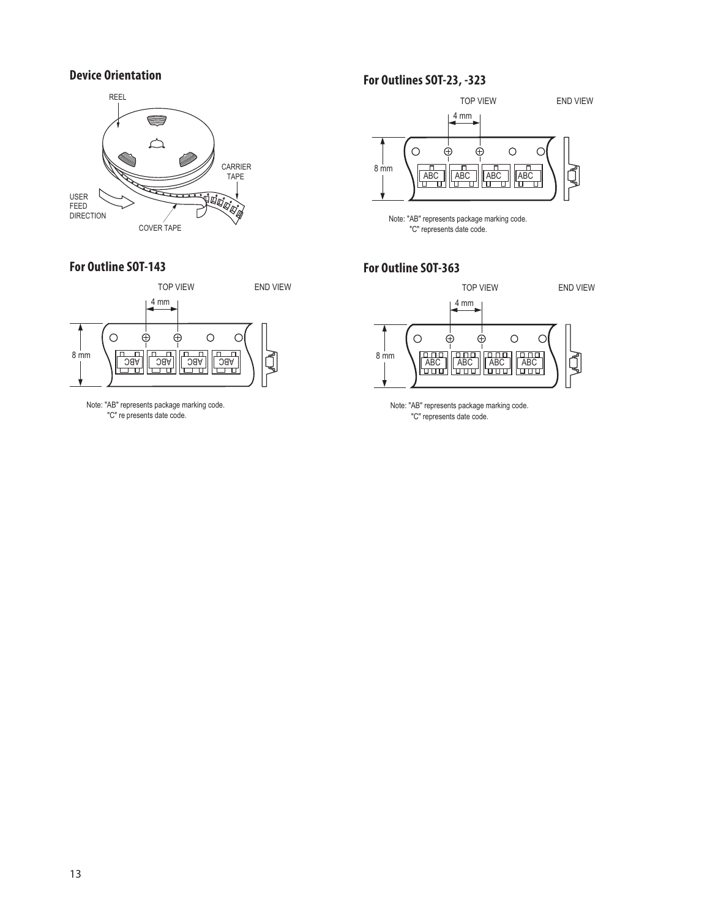## Device Orientation

REEL

CARRIER TAPE

USER FEED DIRECTION

COVER TAPE

## For Outlines SOT-23, -323

TOP VIEW

END VIEW

4 mm

8 mm

ABC ABC ABC ABC

Note: "AB" represents package marking code.
"C" represents date code.

## For Outline SOT-143

TOP VIEW

END VIEW

4 mm

8 mm

ABC ABC ABC ABC

Note: "AB" represents package marking code.
"C" re presents date code.

## For Outline SOT-363

TOP VIEW

END VIEW

4 mm

8 mm

ABC ABC ABC ABC

Note: "AB" represents package marking code.
"C" represents date code.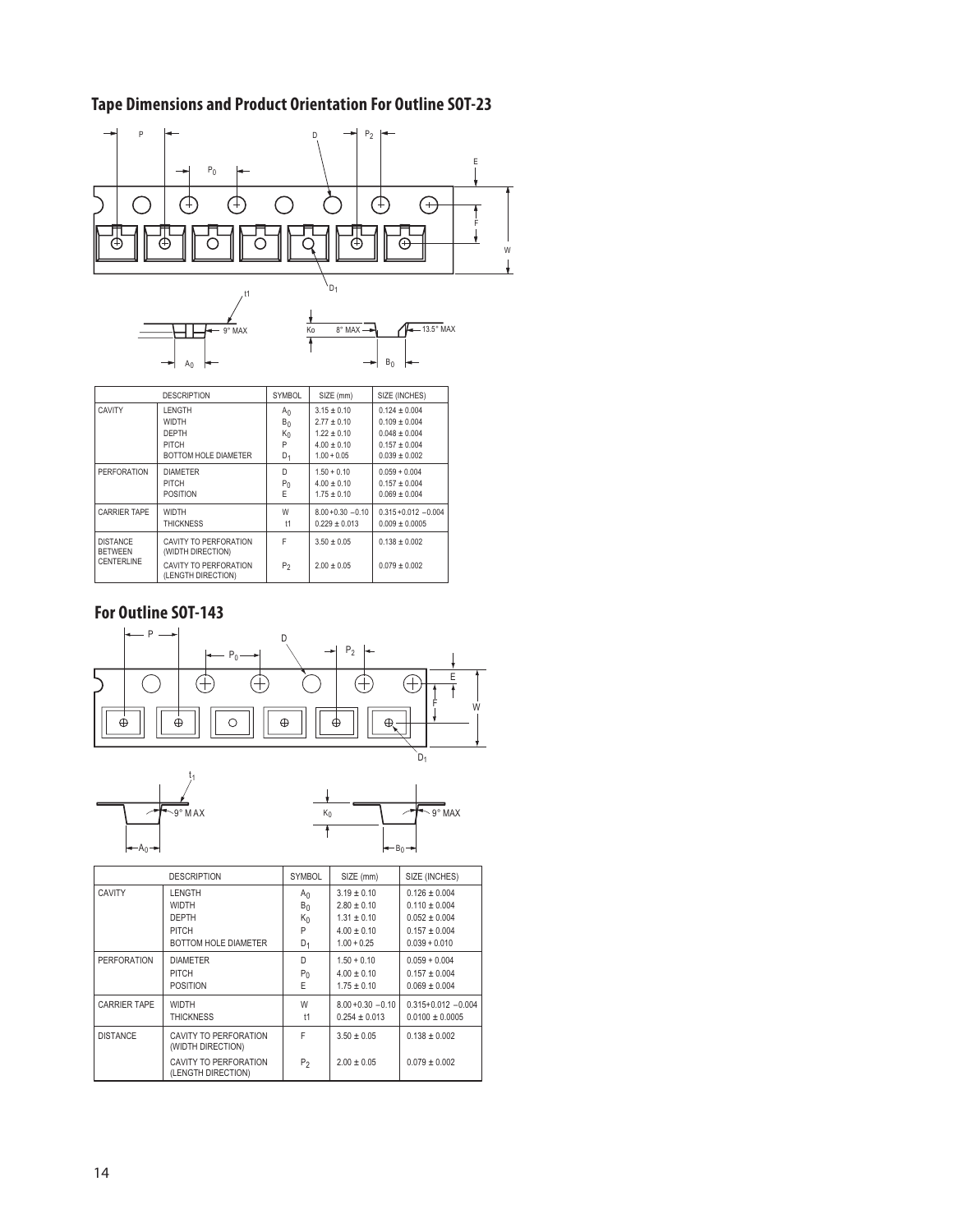## Tape Dimensions and Product Orientation For Outline SOT-23

| DESCRIPTION | | SYMBOL | SIZE (mm) | SIZE (INCHES) |
|---|---|---|---|---|
| CAVITY | LENGTH | $A_0$ | 3.15 ± 0.10 | 0.124 ± 0.004 |
| | WIDTH | $B_0$ | 2.77 ± 0.10 | 0.109 ± 0.004 |
| | DEPTH | $K_0$ | 1.22 ± 0.10 | 0.048 ± 0.004 |
| | PITCH | P | 4.00 ± 0.10 | 0.157 ± 0.004 |
| | BOTTOM HOLE DIAMETER | $D_1$ | 1.00 + 0.05 | 0.039 ± 0.002 |
| PERFORATION | DIAMETER | D | 1.50 + 0.10 | 0.059 + 0.004 |
| | PITCH | $P_0$ | 4.00 ± 0.10 | 0.157 ± 0.004 |
| | POSITION | E | 1.75 ± 0.10 | 0.069 ± 0.004 |
| CARRIER TAPE | WIDTH | W | 8.00 +0.30 −0.10 | 0.315 +0.012 −0.004 |
| | THICKNESS | t1 | 0.229 ± 0.013 | 0.009 ± 0.0005 |
| DISTANCE BETWEEN CENTERLINE | CAVITY TO PERFORATION (WIDTH DIRECTION) | F | 3.50 ± 0.05 | 0.138 ± 0.002 |
| | CAVITY TO PERFORATION (LENGTH DIRECTION) | $P_2$ | 2.00 ± 0.05 | 0.079 ± 0.002 |

## For Outline SOT-143

| DESCRIPTION | | SYMBOL | SIZE (mm) | SIZE (INCHES) |
|---|---|---|---|---|
| CAVITY | LENGTH | $A_0$ | 3.19 ± 0.10 | 0.126 ± 0.004 |
| | WIDTH | $B_0$ | 2.80 ± 0.10 | 0.110 ± 0.004 |
| | DEPTH | $K_0$ | 1.31 ± 0.10 | 0.052 ± 0.004 |
| | PITCH | P | 4.00 ± 0.10 | 0.157 ± 0.004 |
| | BOTTOM HOLE DIAMETER | $D_1$ | 1.00 + 0.25 | 0.039 + 0.010 |
| PERFORATION | DIAMETER | D | 1.50 + 0.10 | 0.059 + 0.004 |
| | PITCH | $P_0$ | 4.00 ± 0.10 | 0.157 ± 0.004 |
| | POSITION | E | 1.75 ± 0.10 | 0.069 ± 0.004 |
| CARRIER TAPE | WIDTH | W | 8.00 +0.30 −0.10 | 0.315+0.012 −0.004 |
| | THICKNESS | t1 | 0.254 ± 0.013 | 0.0100 ± 0.0005 |
| DISTANCE | CAVITY TO PERFORATION (WIDTH DIRECTION) | F | 3.50 ± 0.05 | 0.138 ± 0.002 |
| | CAVITY TO PERFORATION (LENGTH DIRECTION) | $P_2$ | 2.00 ± 0.05 | 0.079 ± 0.002 |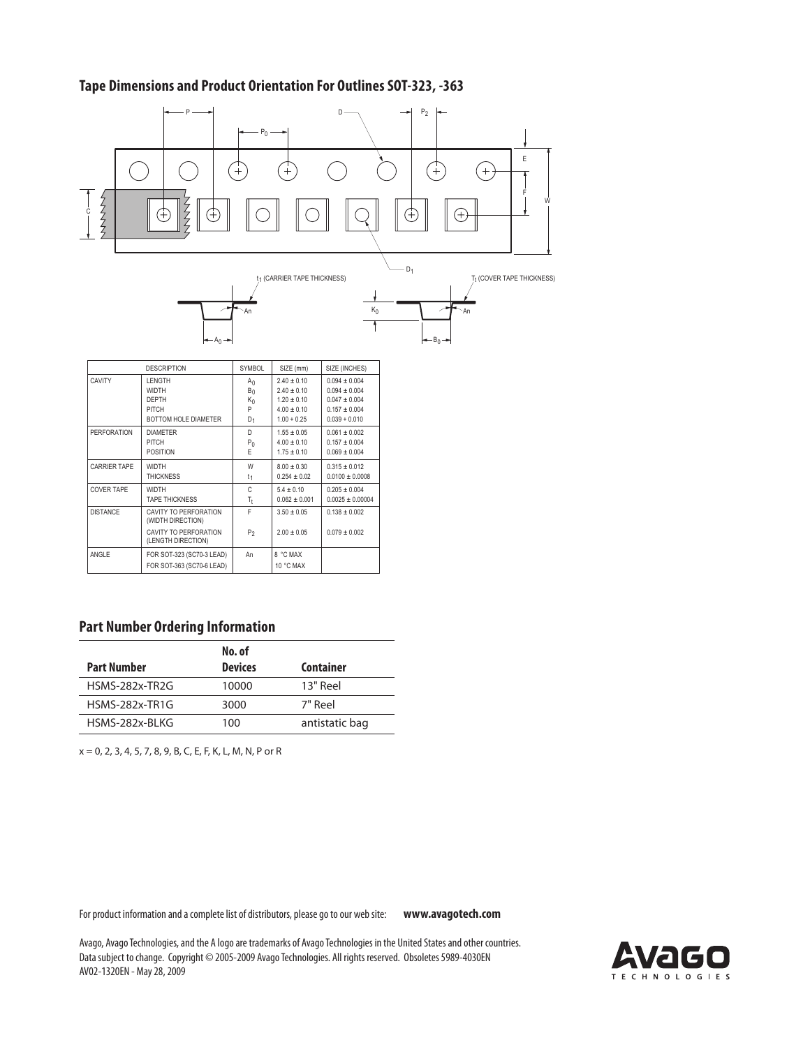## Tape Dimensions and Product Orientation For Outlines SOT-323, -363

P
$P_0$
D
$P_2$
E
F
W
C
$D_1$
$t_1$ (CARRIER TAPE THICKNESS)
$T_t$ (COVER TAPE THICKNESS)
An
$K_0$
An
$A_0$
$B_0$

| DESCRIPTION | | SYMBOL | SIZE (mm) | SIZE (INCHES) |
|---|---|---|---|---|
| CAVITY | LENGTH | $A_0$ | 2.40 ± 0.10 | 0.094 ± 0.004 |
| | WIDTH | $B_0$ | 2.40 ± 0.10 | 0.094 ± 0.004 |
| | DEPTH | $K_0$ | 1.20 ± 0.10 | 0.047 ± 0.004 |
| | PITCH | P | 4.00 ± 0.10 | 0.157 ± 0.004 |
| | BOTTOM HOLE DIAMETER | $D_1$ | 1.00 + 0.25 | 0.039 + 0.010 |
| PERFORATION | DIAMETER | D | 1.55 ± 0.05 | 0.061 ± 0.002 |
| | PITCH | $P_0$ | 4.00 ± 0.10 | 0.157 ± 0.004 |
| | POSITION | E | 1.75 ± 0.10 | 0.069 ± 0.004 |
| CARRIER TAPE | WIDTH | W | 8.00 ± 0.30 | 0.315 ± 0.012 |
| | THICKNESS | $t_1$ | 0.254 ± 0.02 | 0.0100 ± 0.0008 |
| COVER TAPE | WIDTH | C | 5.4 ± 0.10 | 0.205 ± 0.004 |
| | TAPE THICKNESS | $T_t$ | 0.062 ± 0.001 | 0.0025 ± 0.00004 |
| DISTANCE | CAVITY TO PERFORATION (WIDTH DIRECTION) | F | 3.50 ± 0.05 | 0.138 ± 0.002 |
| | CAVITY TO PERFORATION (LENGTH DIRECTION) | $P_2$ | 2.00 ± 0.05 | 0.079 ± 0.002 |
| ANGLE | FOR SOT-323 (SC70-3 LEAD) | An | 8 °C MAX | |
| | FOR SOT-363 (SC70-6 LEAD) | | 10 °C MAX | |

## Part Number Ordering Information

| Part Number | No. of Devices | Container |
|---|---|---|
| HSMS-282x-TR2G | 10000 | 13" Reel |
| HSMS-282x-TR1G | 3000 | 7" Reel |
| HSMS-282x-BLKG | 100 | antistatic bag |

x = 0, 2, 3, 4, 5, 7, 8, 9, B, C, E, F, K, L, M, N, P or R

For product information and a complete list of distributors, please go to our web site: **www.avagotech.com**

Avago, Avago Technologies, and the A logo are trademarks of Avago Technologies in the United States and other countries.
Data subject to change. Copyright © 2005-2009 Avago Technologies. All rights reserved. Obsoletes 5989-4030EN
AV02-1320EN - May 28, 2009